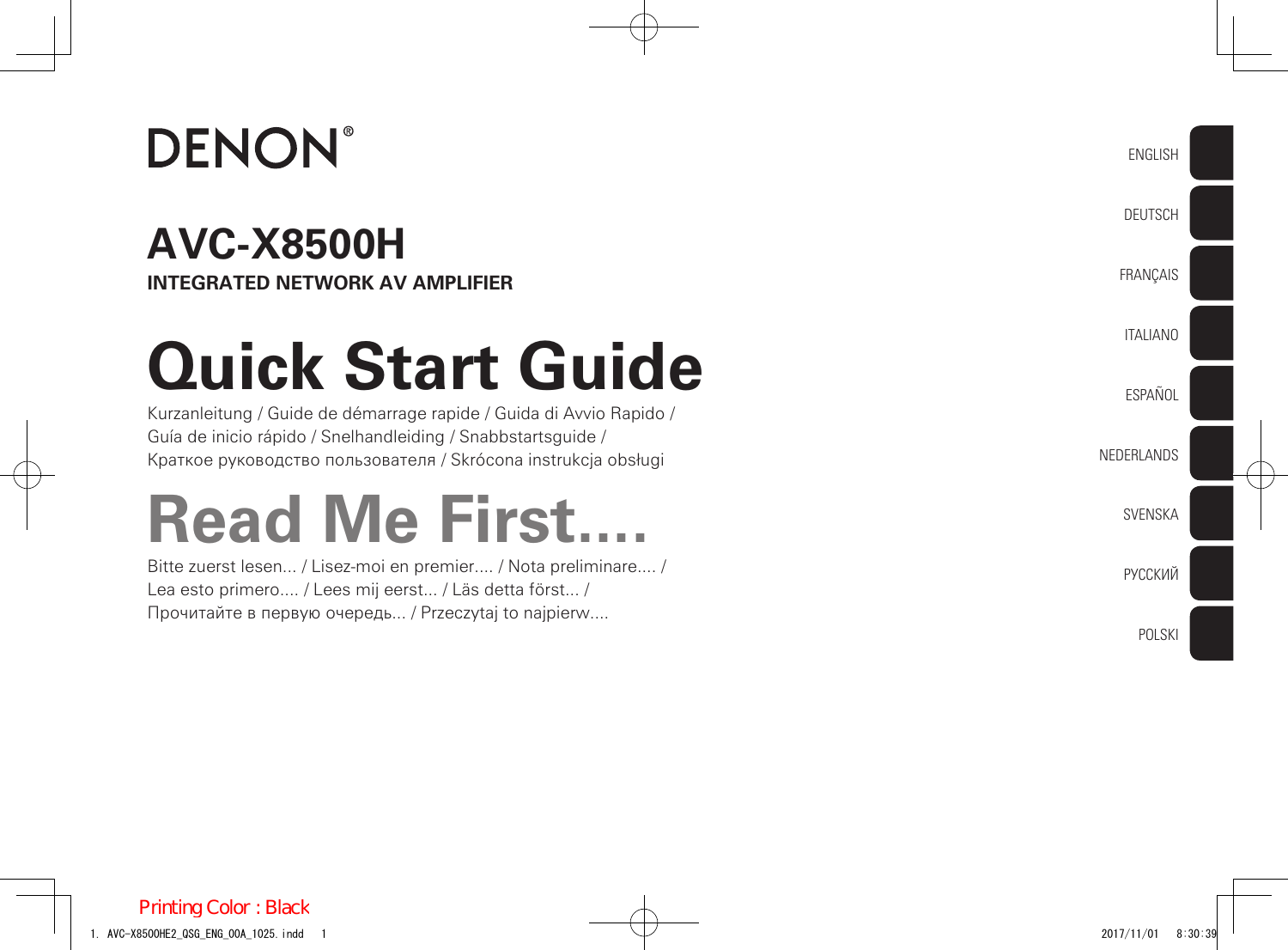# DENON®

## AVC-X8500H

**INTEGRATED NETWORK AV AMPLIFIER**

# Quick Start Guide

Kurzanleitung / Guide de démarrage rapide / Guida di Avvio Rapido / Guía de inicio rápido / Snelhandleiding / Snabbstartsguide / Краткое руководство пользователя / Skrócona instrukcja obsługi

# Read Me First....

Bitte zuerst lesen... / Lisez-moi en premier.... / Nota preliminare.... / Lea esto primero.... / Lees mij eerst... / Läs detta först... / Прочитайте в первую очередь... / Przeczytaj to najpierw....

ENGLISH

DEUTSCH

FRANÇAIS

ITALIANO

ESPAÑOL

NEDERLANDS

SVENSKA

РУССКИЙ

POLSKI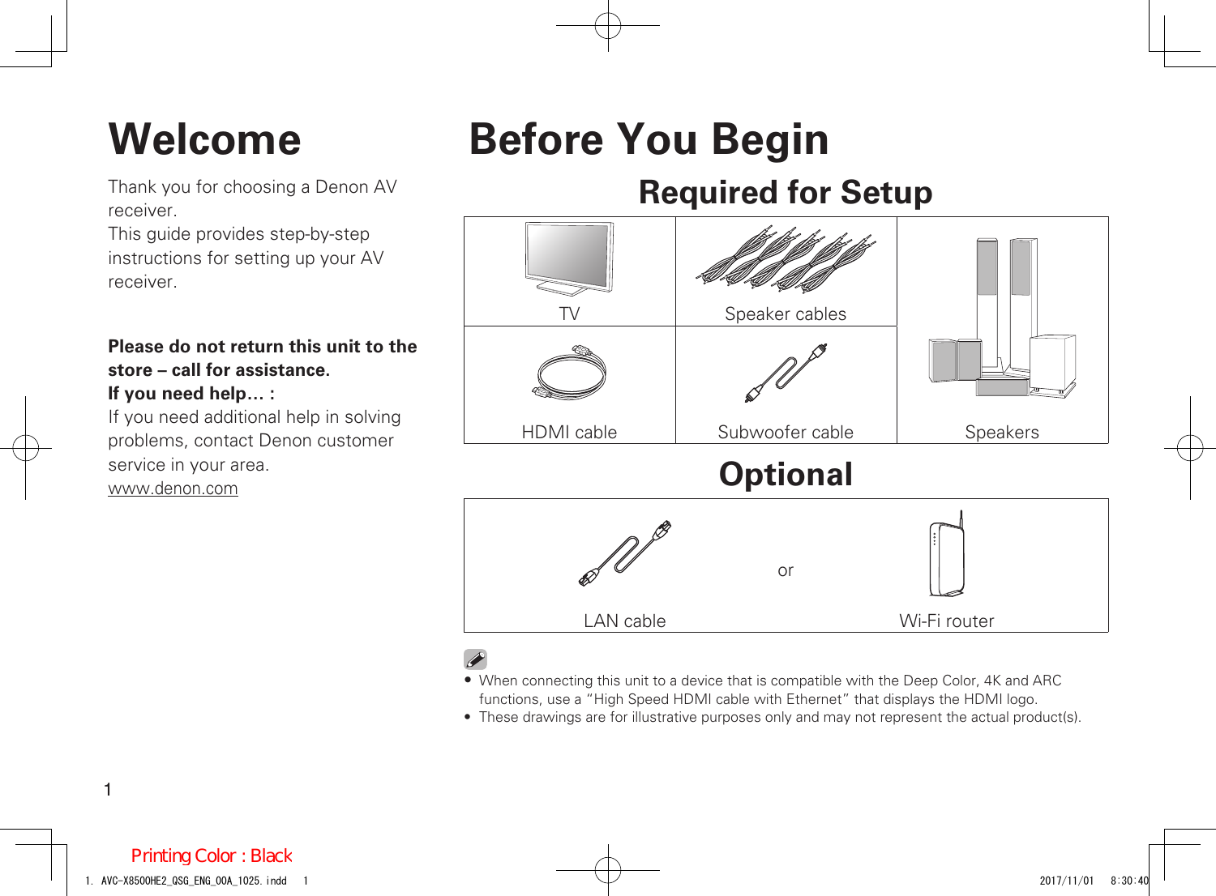# Welcome

Thank you for choosing a Denon AV receiver.
This guide provides step-by-step instructions for setting up your AV receiver.

**Please do not return this unit to the store – call for assistance.**
**If you need help… :**
If you need additional help in solving problems, contact Denon customer service in your area.
www.denon.com

# Before You Begin

## Required for Setup

| | | |
|---|---|---|
| TV | Speaker cables | Speakers |
| HDMI cable | Subwoofer cable | |

## Optional

LAN cable or Wi-Fi router

- When connecting this unit to a device that is compatible with the Deep Color, 4K and ARC functions, use a "High Speed HDMI cable with Ethernet" that displays the HDMI logo.
- These drawings are for illustrative purposes only and may not represent the actual product(s).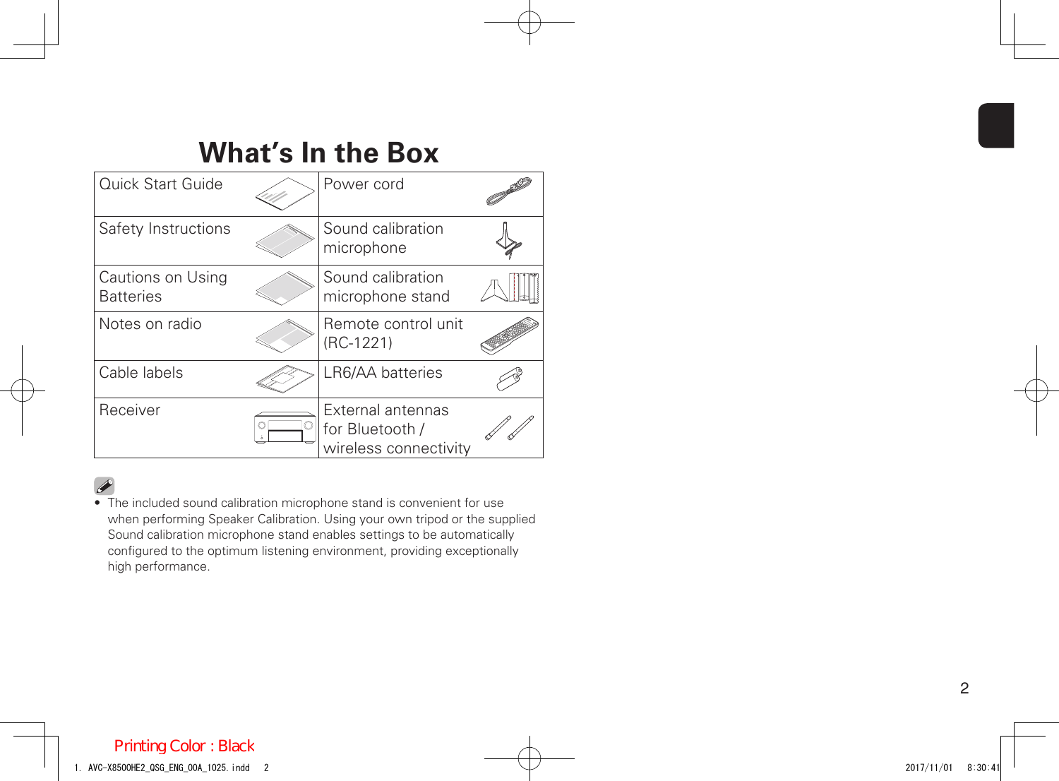# What’s In the Box

| | |
|---|---|
| Quick Start Guide | Power cord |
| Safety Instructions | Sound calibration microphone |
| Cautions on Using Batteries | Sound calibration microphone stand |
| Notes on radio | Remote control unit (RC-1221) |
| Cable labels | LR6/AA batteries |
| Receiver | External antennas for Bluetooth / wireless connectivity |

- The included sound calibration microphone stand is convenient for use when performing Speaker Calibration. Using your own tripod or the supplied Sound calibration microphone stand enables settings to be automatically configured to the optimum listening environment, providing exceptionally high performance.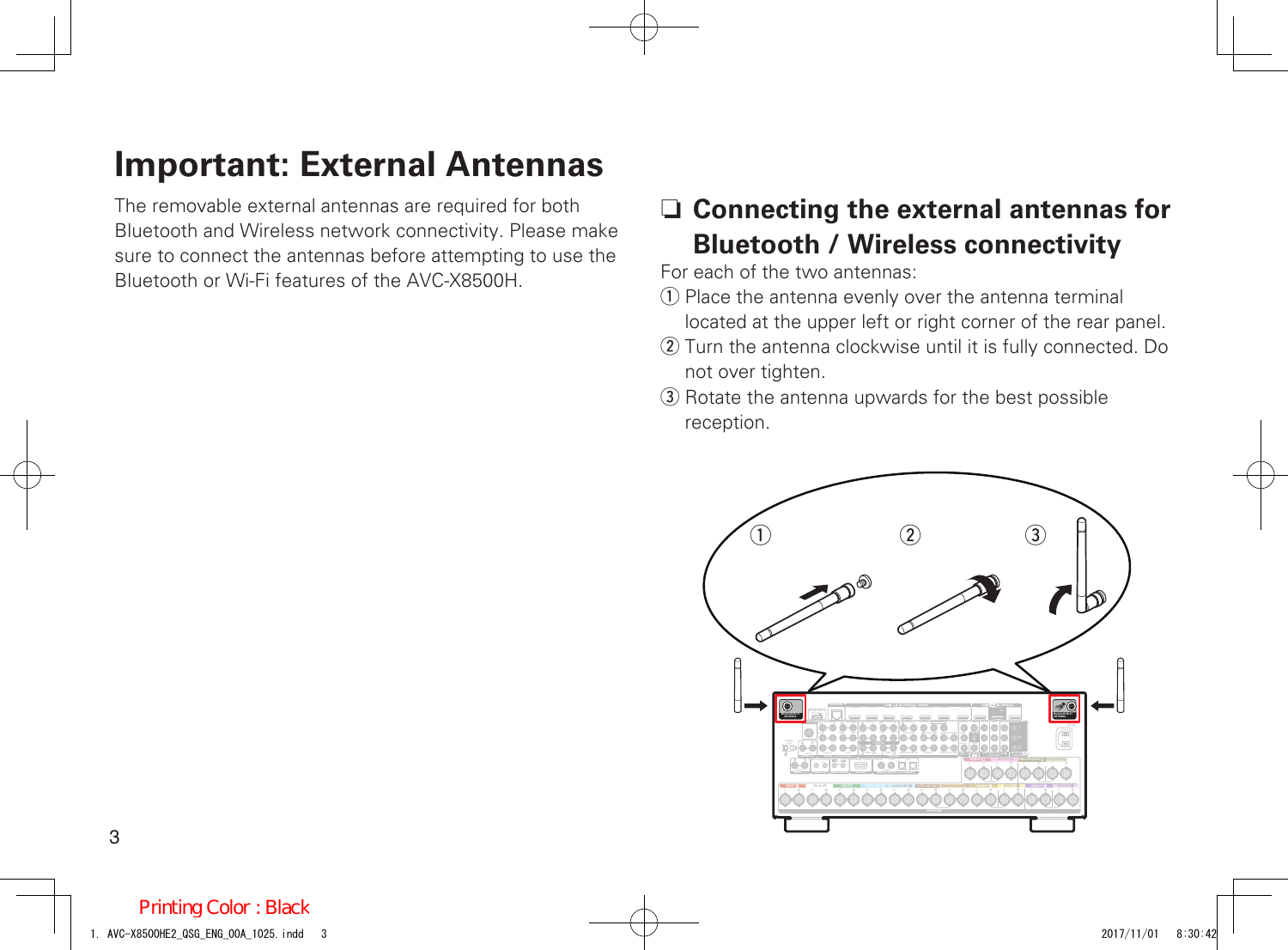# Important: External Antennas

The removable external antennas are required for both Bluetooth and Wireless network connectivity. Please make sure to connect the antennas before attempting to use the Bluetooth or Wi-Fi features of the AVC-X8500H.

## ❑ Connecting the external antennas for Bluetooth / Wireless connectivity

For each of the two antennas:

① Place the antenna evenly over the antenna terminal located at the upper left or right corner of the rear panel.

② Turn the antenna clockwise until it is fully connected. Do not over tighten.

③ Rotate the antenna upwards for the best possible reception.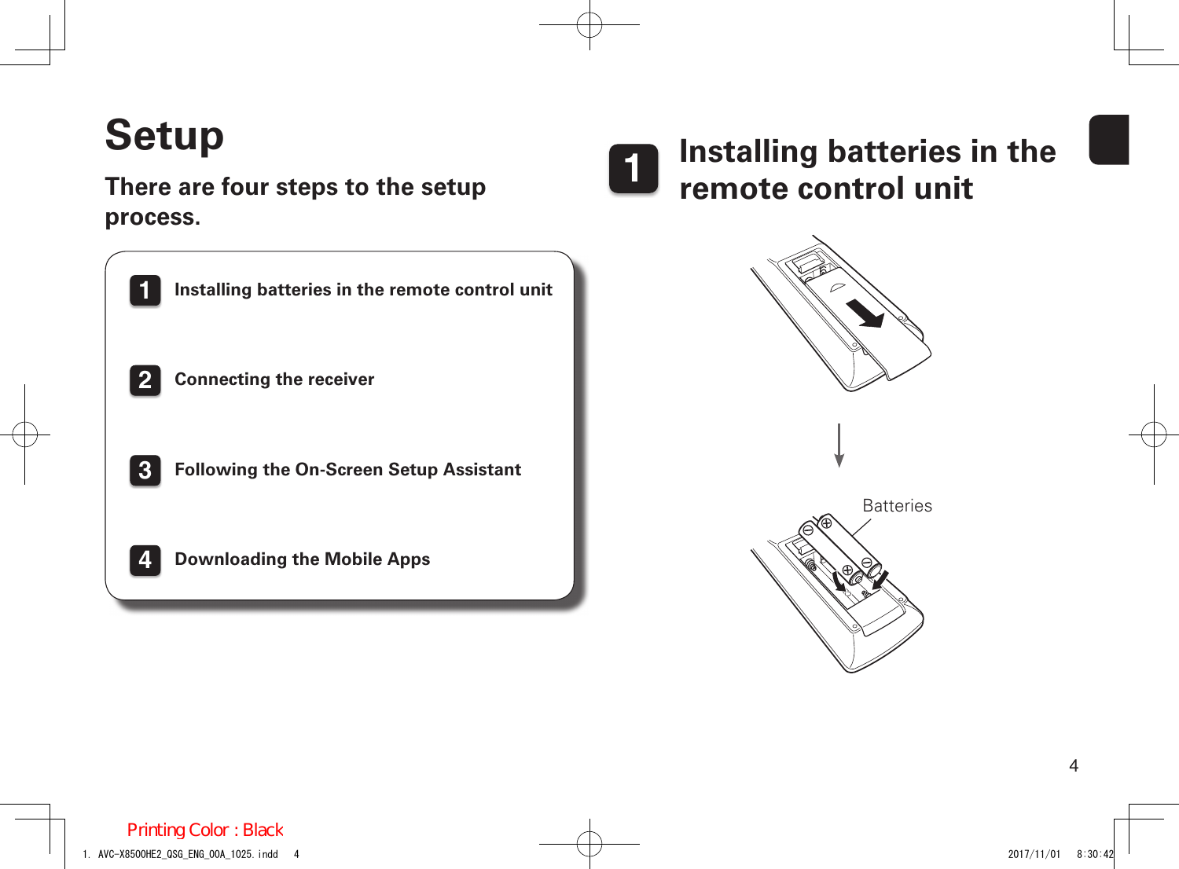# Setup

## There are four steps to the setup process.

1. Installing batteries in the remote control unit
2. Connecting the receiver
3. Following the On-Screen Setup Assistant
4. Downloading the Mobile Apps

## 1 Installing batteries in the remote control unit

Batteries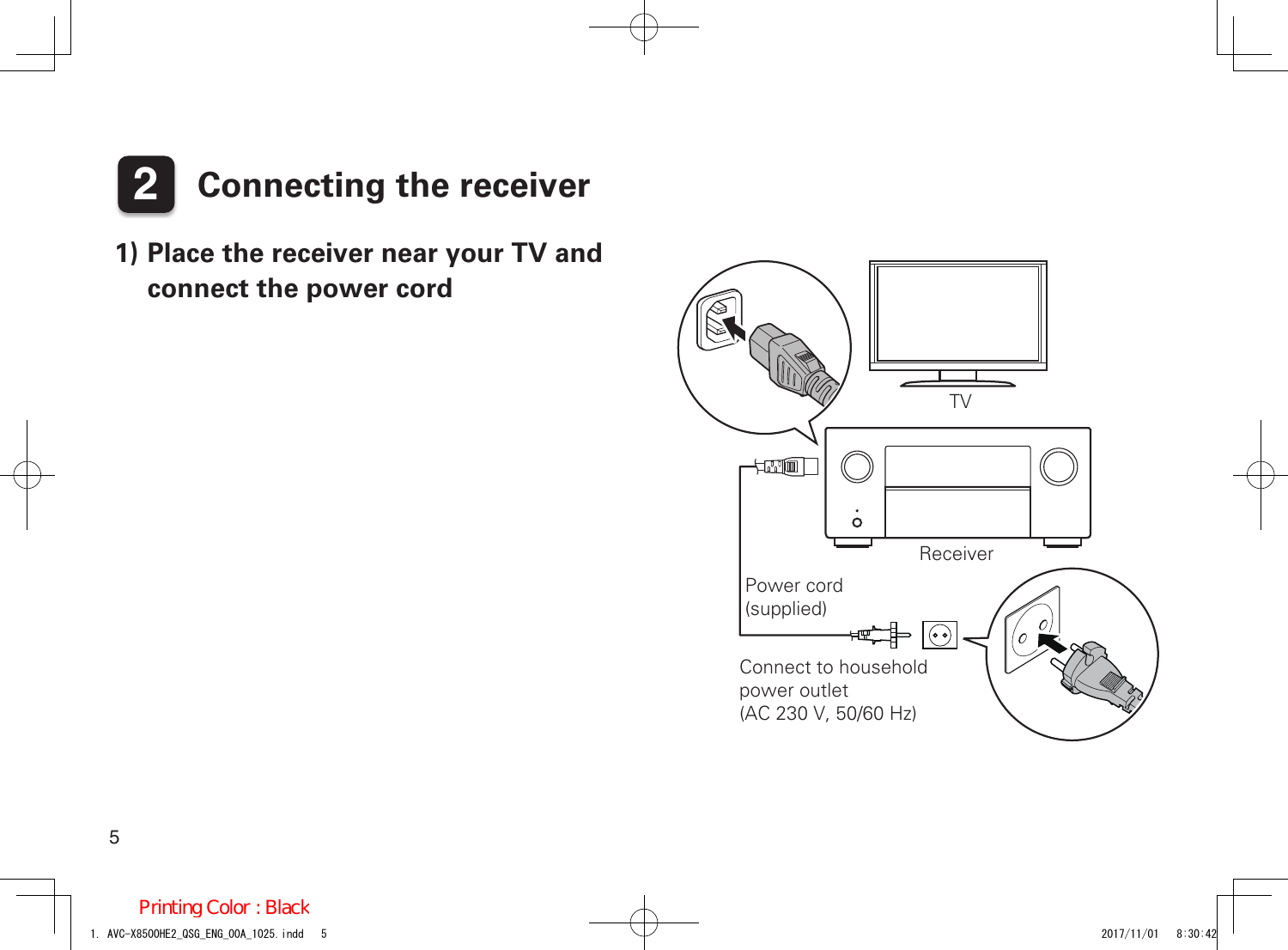## 2 Connecting the receiver

### 1) Place the receiver near your TV and connect the power cord

TV

Receiver

Power cord (supplied)

Connect to household power outlet (AC 230 V, 50/60 Hz)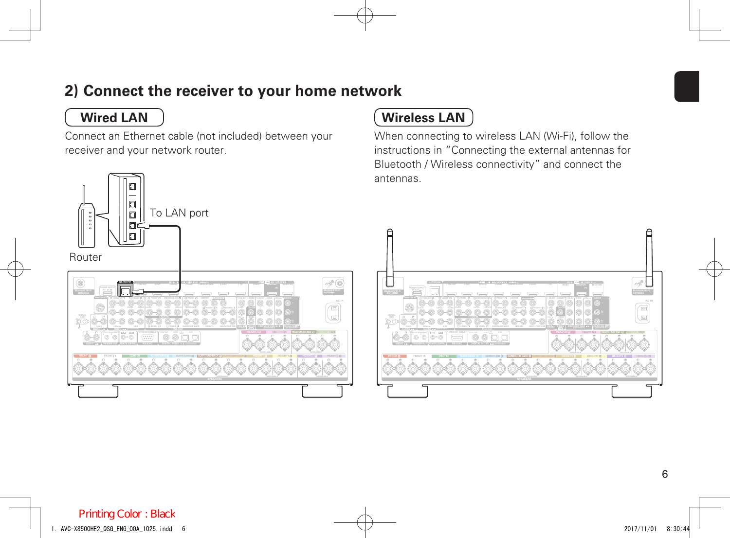## 2) Connect the receiver to your home network

### Wired LAN

Connect an Ethernet cable (not included) between your receiver and your network router.

To LAN port

Router

### Wireless LAN

When connecting to wireless LAN (Wi-Fi), follow the instructions in "Connecting the external antennas for Bluetooth / Wireless connectivity" and connect the antennas.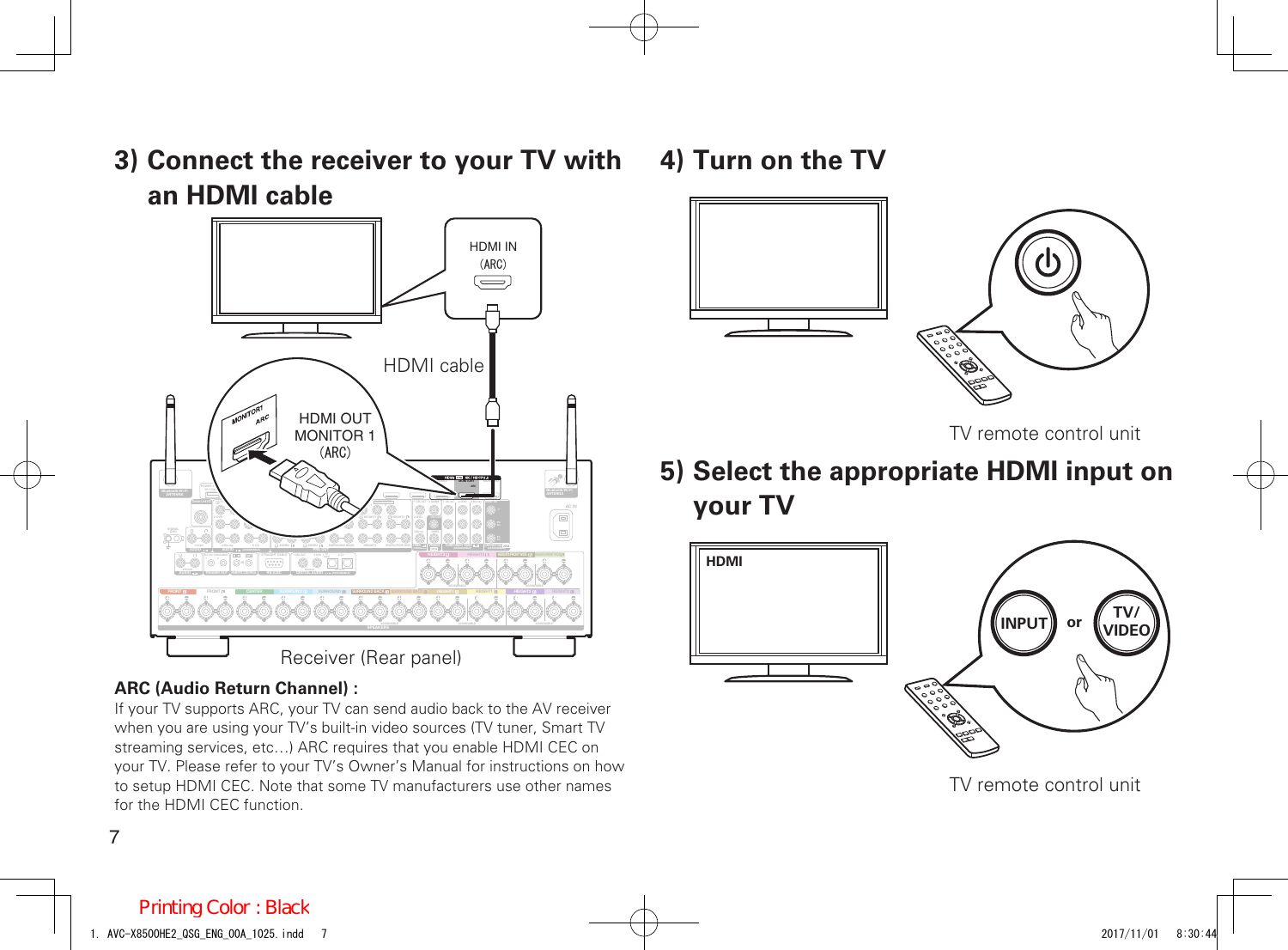## 3) Connect the receiver to your TV with an HDMI cable

HDMI IN (ARC)

HDMI cable

HDMI OUT MONITOR 1 (ARC)

Receiver (Rear panel)

**ARC (Audio Return Channel) :**

If your TV supports ARC, your TV can send audio back to the AV receiver when you are using your TV's built-in video sources (TV tuner, Smart TV streaming services, etc…) ARC requires that you enable HDMI CEC on your TV. Please refer to your TV's Owner's Manual for instructions on how to setup HDMI CEC. Note that some TV manufacturers use other names for the HDMI CEC function.

## 4) Turn on the TV

TV remote control unit

## 5) Select the appropriate HDMI input on your TV

HDMI

INPUT or TV/VIDEO

TV remote control unit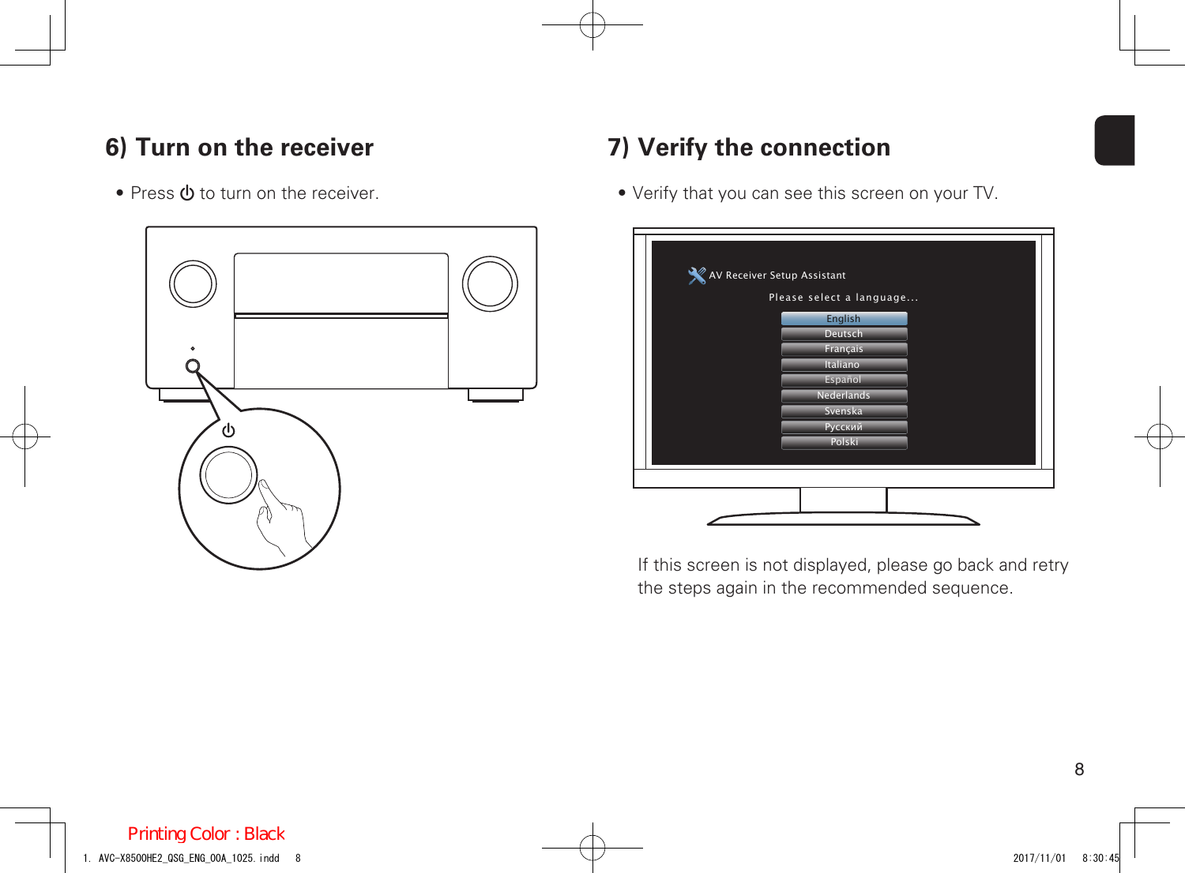## 6) Turn on the receiver

- Press ⏻ to turn on the receiver.

## 7) Verify the connection

- Verify that you can see this screen on your TV.

If this screen is not displayed, please go back and retry the steps again in the recommended sequence.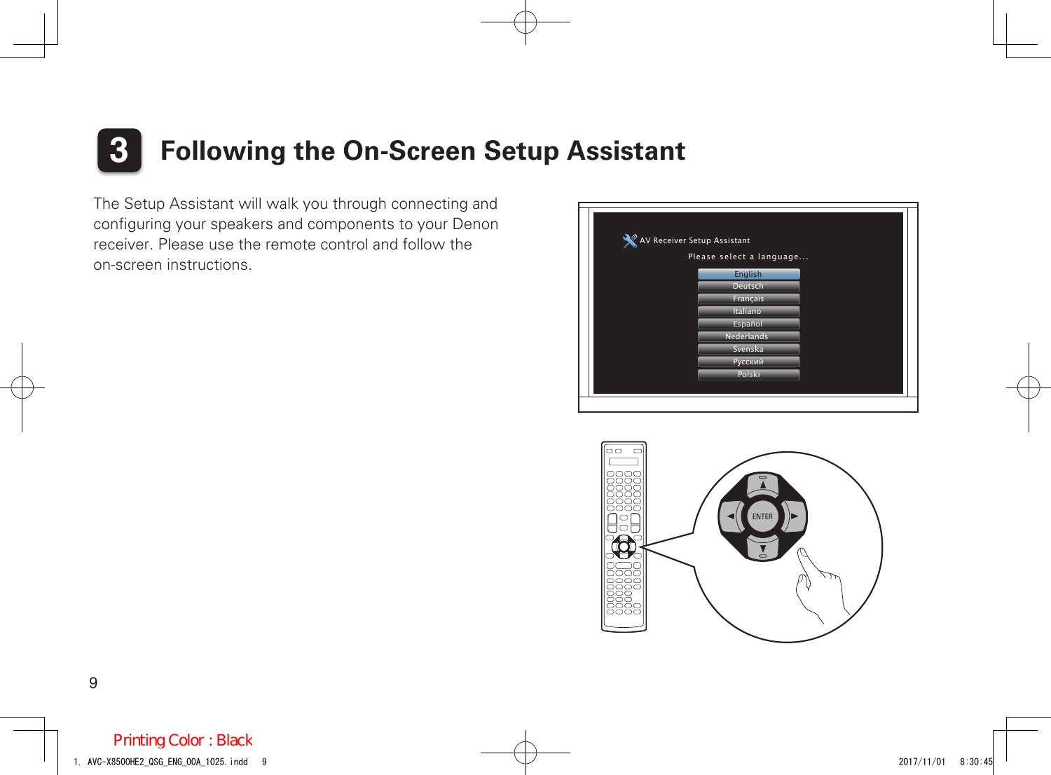# 3 Following the On-Screen Setup Assistant

The Setup Assistant will walk you through connecting and configuring your speakers and components to your Denon receiver. Please use the remote control and follow the on-screen instructions.

AV Receiver Setup Assistant

Please select a language...

- English
- Deutsch
- Français
- Italiano
- Español
- Nederlands
- Svenska
- Русский
- Polski

ENTER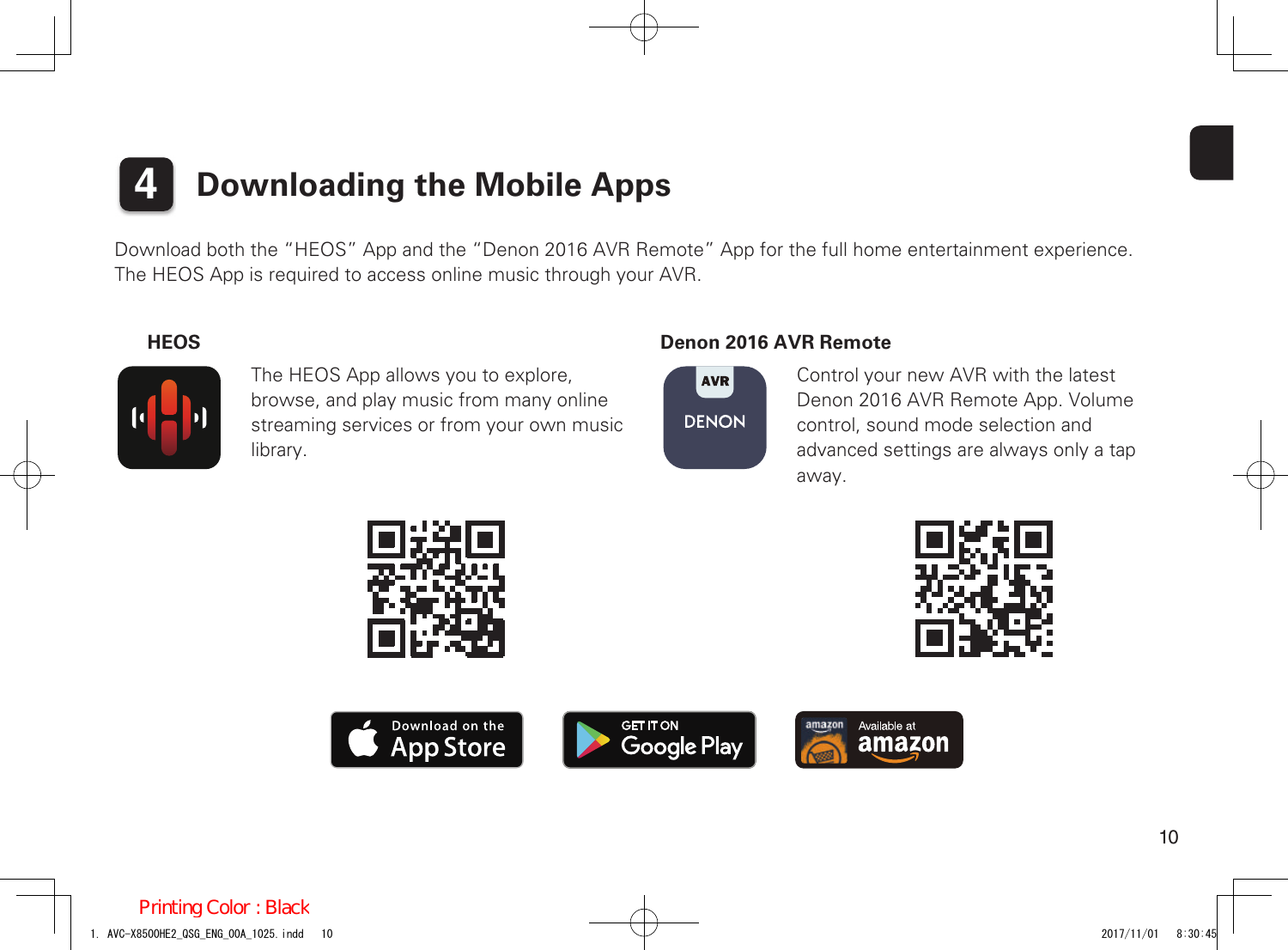# 4 Downloading the Mobile Apps

Download both the "HEOS" App and the "Denon 2016 AVR Remote" App for the full home entertainment experience.
The HEOS App is required to access online music through your AVR.

### HEOS

The HEOS App allows you to explore, browse, and play music from many online streaming services or from your own music library.

### Denon 2016 AVR Remote

Control your new AVR with the latest Denon 2016 AVR Remote App. Volume control, sound mode selection and advanced settings are always only a tap away.

Download on the App Store

GET IT ON Google Play

Available at amazon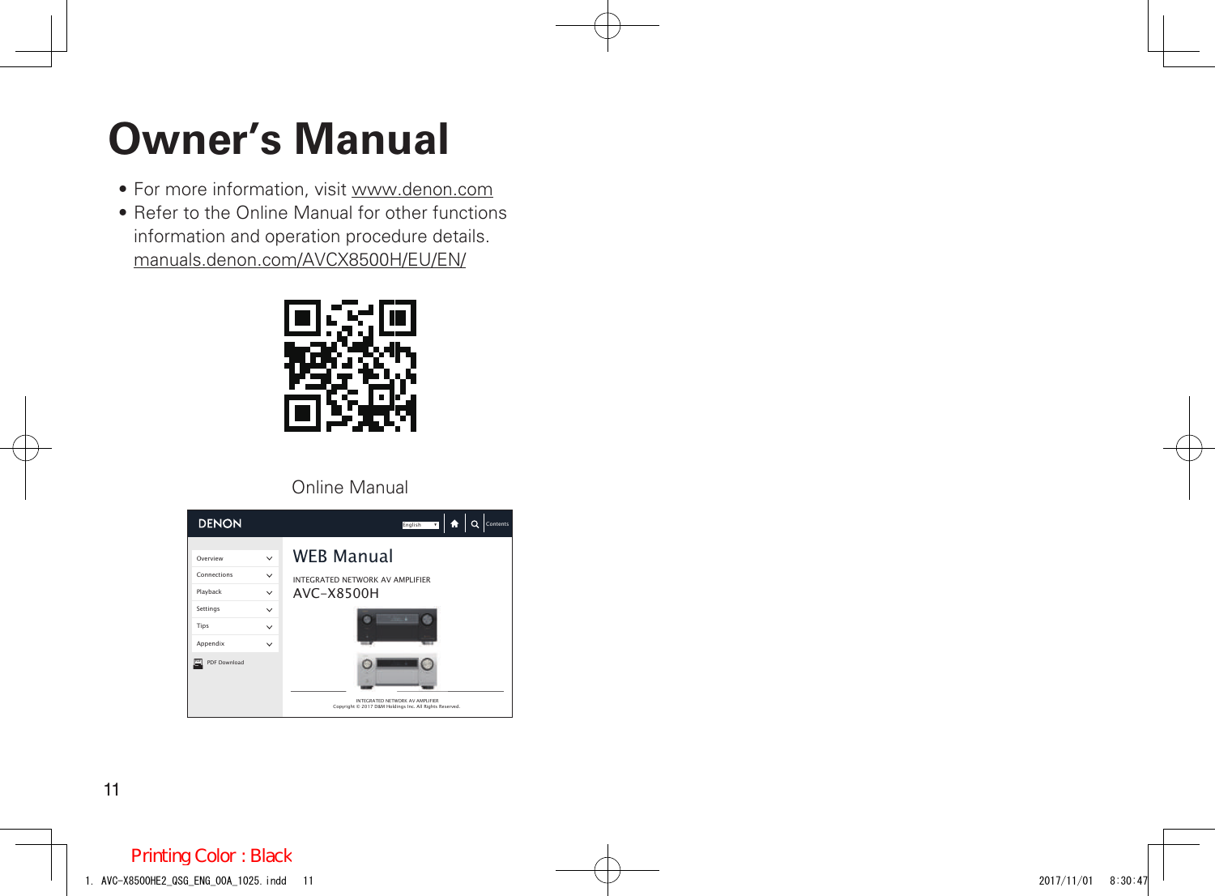# Owner's Manual

- For more information, visit www.denon.com
- Refer to the Online Manual for other functions information and operation procedure details.
  manuals.denon.com/AVCX8500H/EU/EN/

Online Manual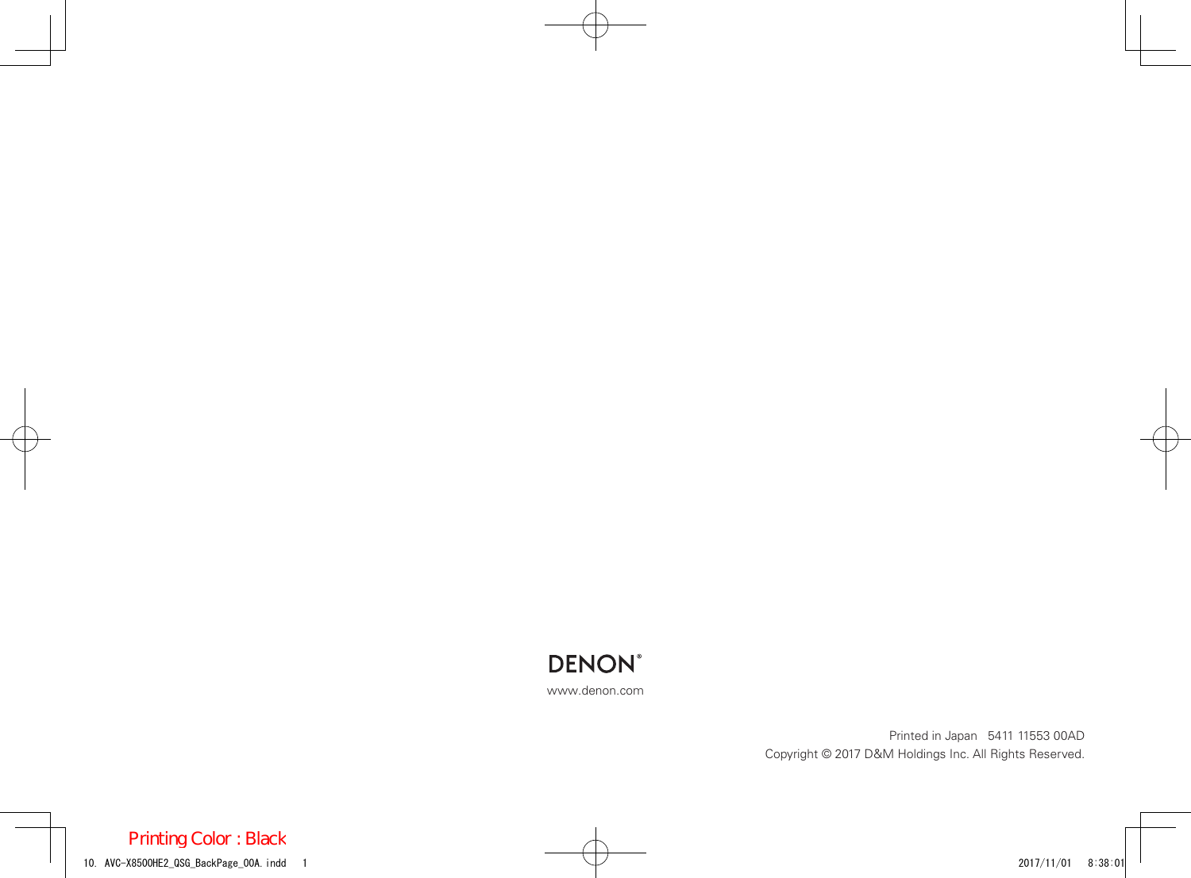DENON®

www.denon.com

Printed in Japan 5411 11553 00AD

Copyright © 2017 D&M Holdings Inc. All Rights Reserved.